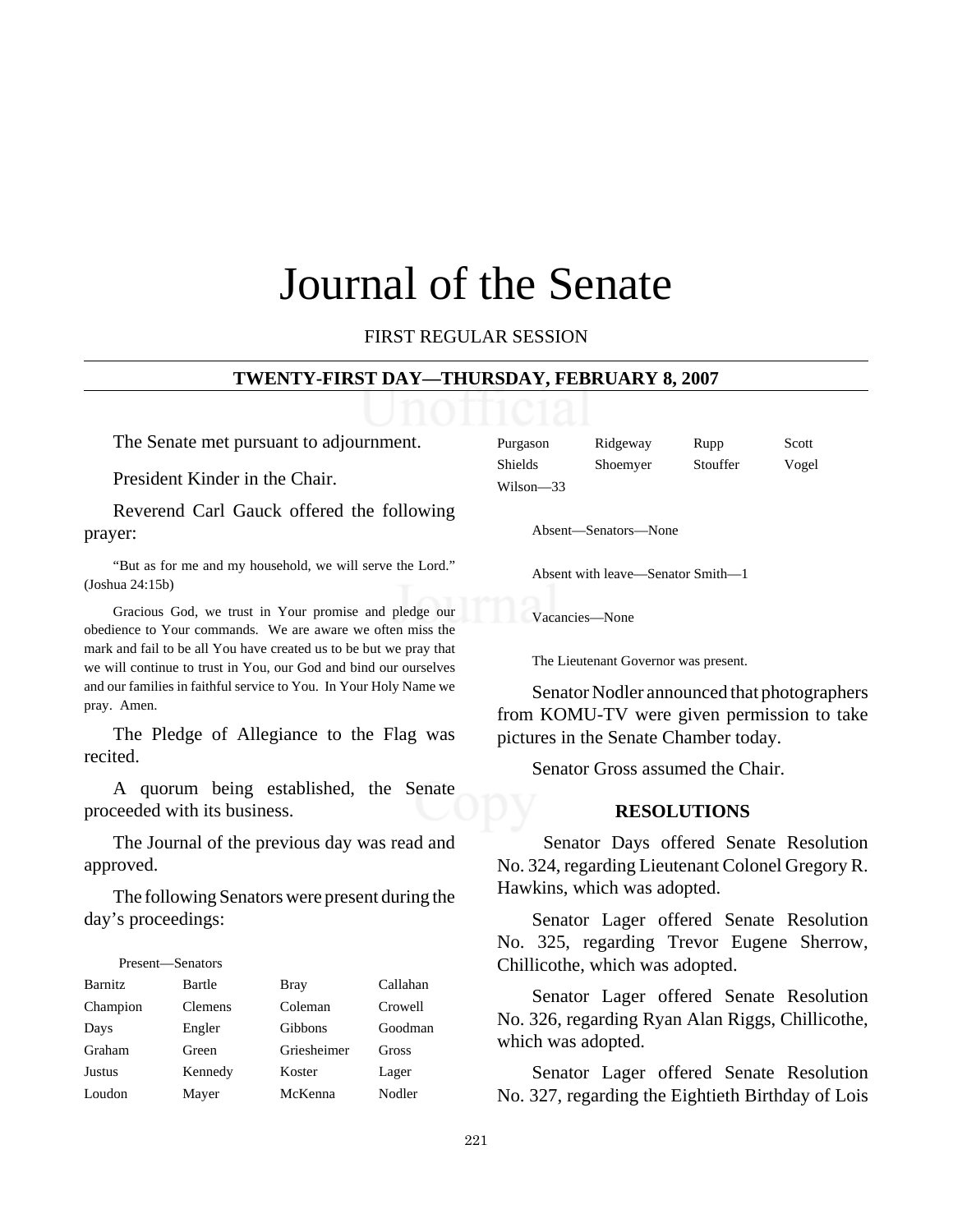# Journal of the Senate

FIRST REGULAR SESSION

**TWENTY-FIRST DAY—THURSDAY, FEBRUARY 8, 2007**

The Senate met pursuant to adjournment.

President Kinder in the Chair.

Reverend Carl Gauck offered the following prayer:

"But as for me and my household, we will serve the Lord." (Joshua 24:15b)

Gracious God, we trust in Your promise and pledge our obedience to Your commands. We are aware we often miss the mark and fail to be all You have created us to be but we pray that we will continue to trust in You, our God and bind our ourselves and our families in faithful service to You. In Your Holy Name we pray. Amen.

The Pledge of Allegiance to the Flag was recited.

A quorum being established, the Senate proceeded with its business.

The Journal of the previous day was read and approved.

The following Senators were present during the day's proceedings:

Present—Senators

| | | | |
|---|---|---|---|
| Barnitz | Bartle | Bray | Callahan |
| Champion | Clemens | Coleman | Crowell |
| Days | Engler | Gibbons | Goodman |
| Graham | Green | Griesheimer | Gross |
| Justus | Kennedy | Koster | Lager |
| Loudon | Mayer | McKenna | Nodler |
| Purgason | Ridgeway | Rupp | Scott |
| Shields | Shoemyer | Stouffer | Vogel |
| Wilson—33 | | | |

Absent—Senators—None

Absent with leave—Senator Smith—1

Vacancies—None

The Lieutenant Governor was present.

Senator Nodler announced that photographers from KOMU-TV were given permission to take pictures in the Senate Chamber today.

Senator Gross assumed the Chair.

**RESOLUTIONS**

Senator Days offered Senate Resolution No. 324, regarding Lieutenant Colonel Gregory R. Hawkins, which was adopted.

Senator Lager offered Senate Resolution No. 325, regarding Trevor Eugene Sherrow, Chillicothe, which was adopted.

Senator Lager offered Senate Resolution No. 326, regarding Ryan Alan Riggs, Chillicothe, which was adopted.

Senator Lager offered Senate Resolution No. 327, regarding the Eightieth Birthday of Lois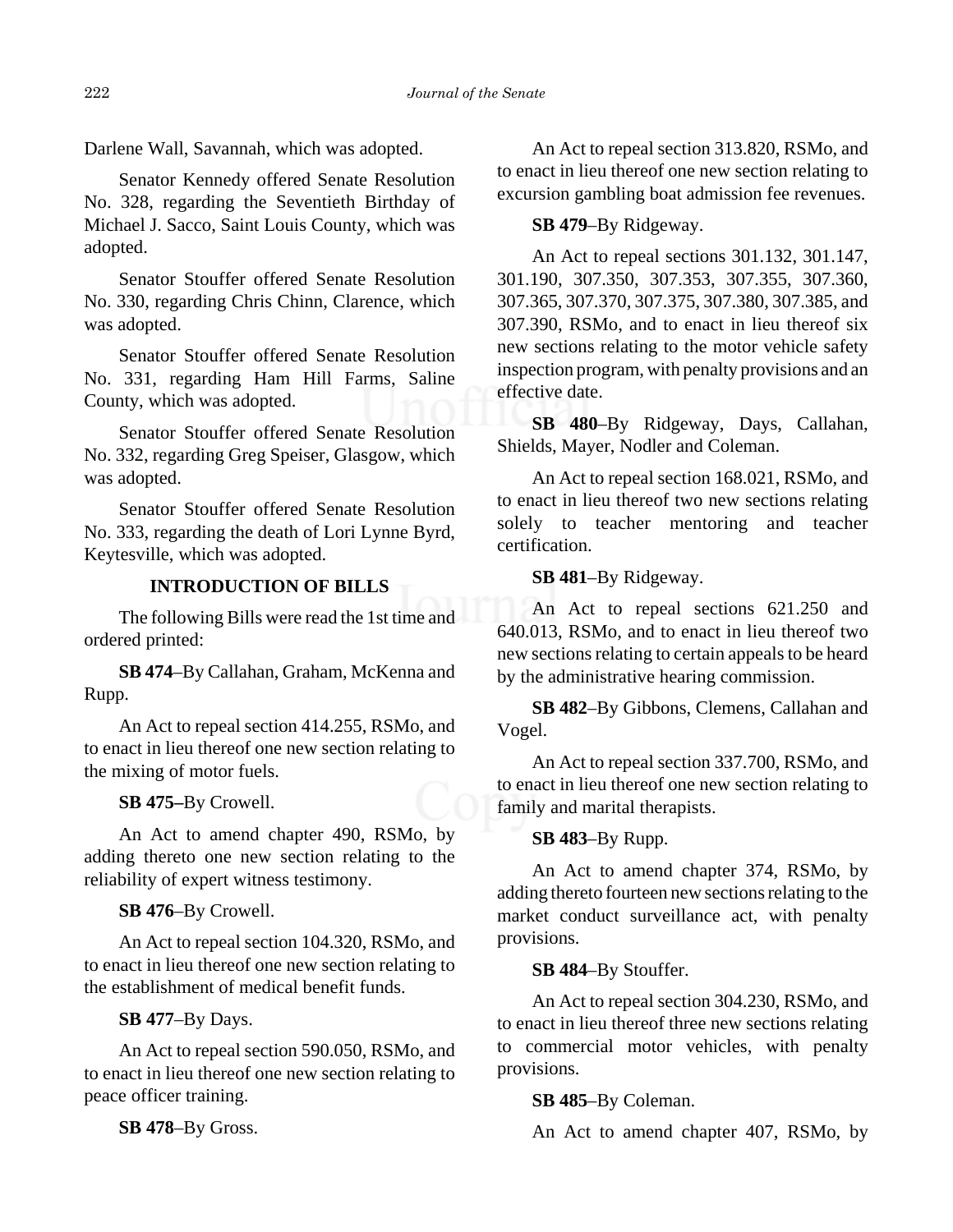Darlene Wall, Savannah, which was adopted.

Senator Kennedy offered Senate Resolution No. 328, regarding the Seventieth Birthday of Michael J. Sacco, Saint Louis County, which was adopted.

Senator Stouffer offered Senate Resolution No. 330, regarding Chris Chinn, Clarence, which was adopted.

Senator Stouffer offered Senate Resolution No. 331, regarding Ham Hill Farms, Saline County, which was adopted.

Senator Stouffer offered Senate Resolution No. 332, regarding Greg Speiser, Glasgow, which was adopted.

Senator Stouffer offered Senate Resolution No. 333, regarding the death of Lori Lynne Byrd, Keytesville, which was adopted.

## INTRODUCTION OF BILLS

The following Bills were read the 1st time and ordered printed:

**SB 474**–By Callahan, Graham, McKenna and Rupp.

An Act to repeal section 414.255, RSMo, and to enact in lieu thereof one new section relating to the mixing of motor fuels.

**SB 475–**By Crowell.

An Act to amend chapter 490, RSMo, by adding thereto one new section relating to the reliability of expert witness testimony.

**SB 476**–By Crowell.

An Act to repeal section 104.320, RSMo, and to enact in lieu thereof one new section relating to the establishment of medical benefit funds.

**SB 477**–By Days.

An Act to repeal section 590.050, RSMo, and to enact in lieu thereof one new section relating to peace officer training.

**SB 478**–By Gross.

An Act to repeal section 313.820, RSMo, and to enact in lieu thereof one new section relating to excursion gambling boat admission fee revenues.

**SB 479**–By Ridgeway.

An Act to repeal sections 301.132, 301.147, 301.190, 307.350, 307.353, 307.355, 307.360, 307.365, 307.370, 307.375, 307.380, 307.385, and 307.390, RSMo, and to enact in lieu thereof six new sections relating to the motor vehicle safety inspection program, with penalty provisions and an effective date.

**SB 480**–By Ridgeway, Days, Callahan, Shields, Mayer, Nodler and Coleman.

An Act to repeal section 168.021, RSMo, and to enact in lieu thereof two new sections relating solely to teacher mentoring and teacher certification.

**SB 481**–By Ridgeway.

An Act to repeal sections 621.250 and 640.013, RSMo, and to enact in lieu thereof two new sections relating to certain appeals to be heard by the administrative hearing commission.

**SB 482**–By Gibbons, Clemens, Callahan and Vogel.

An Act to repeal section 337.700, RSMo, and to enact in lieu thereof one new section relating to family and marital therapists.

**SB 483**–By Rupp.

An Act to amend chapter 374, RSMo, by adding thereto fourteen new sections relating to the market conduct surveillance act, with penalty provisions.

**SB 484**–By Stouffer.

An Act to repeal section 304.230, RSMo, and to enact in lieu thereof three new sections relating to commercial motor vehicles, with penalty provisions.

**SB 485**–By Coleman.

An Act to amend chapter 407, RSMo, by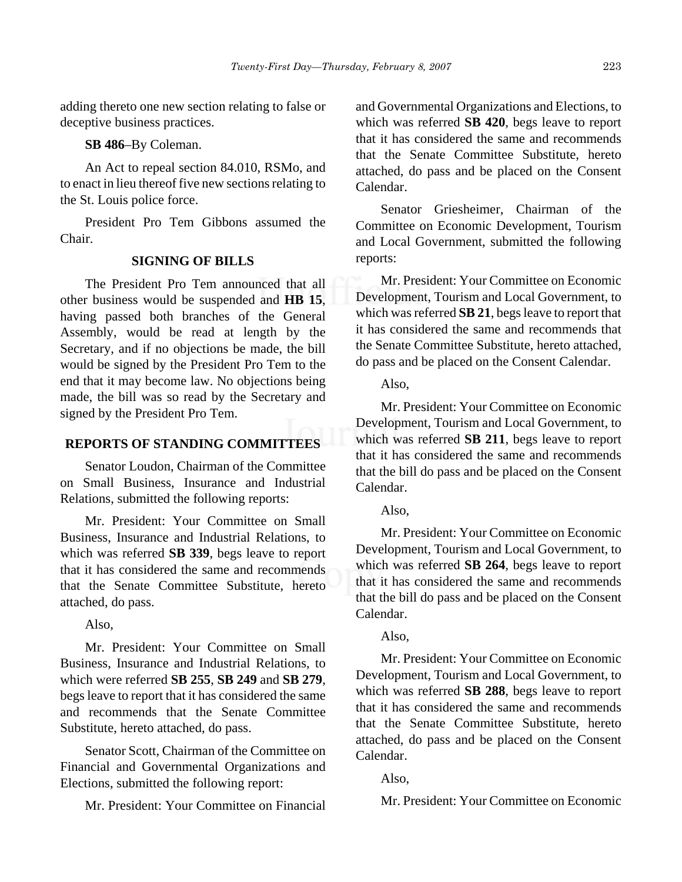adding thereto one new section relating to false or deceptive business practices.

**SB 486**–By Coleman.

An Act to repeal section 84.010, RSMo, and to enact in lieu thereof five new sections relating to the St. Louis police force.

President Pro Tem Gibbons assumed the Chair.

## SIGNING OF BILLS

The President Pro Tem announced that all other business would be suspended and **HB 15**, having passed both branches of the General Assembly, would be read at length by the Secretary, and if no objections be made, the bill would be signed by the President Pro Tem to the end that it may become law. No objections being made, the bill was so read by the Secretary and signed by the President Pro Tem.

## REPORTS OF STANDING COMMITTEES

Senator Loudon, Chairman of the Committee on Small Business, Insurance and Industrial Relations, submitted the following reports:

Mr. President: Your Committee on Small Business, Insurance and Industrial Relations, to which was referred **SB 339**, begs leave to report that it has considered the same and recommends that the Senate Committee Substitute, hereto attached, do pass.

Also,

Mr. President: Your Committee on Small Business, Insurance and Industrial Relations, to which were referred **SB 255**, **SB 249** and **SB 279**, begs leave to report that it has considered the same and recommends that the Senate Committee Substitute, hereto attached, do pass.

Senator Scott, Chairman of the Committee on Financial and Governmental Organizations and Elections, submitted the following report:

Mr. President: Your Committee on Financial and Governmental Organizations and Elections, to which was referred **SB 420**, begs leave to report that it has considered the same and recommends that the Senate Committee Substitute, hereto attached, do pass and be placed on the Consent Calendar.

Senator Griesheimer, Chairman of the Committee on Economic Development, Tourism and Local Government, submitted the following reports:

Mr. President: Your Committee on Economic Development, Tourism and Local Government, to which was referred **SB 21**, begs leave to report that it has considered the same and recommends that the Senate Committee Substitute, hereto attached, do pass and be placed on the Consent Calendar.

Also,

Mr. President: Your Committee on Economic Development, Tourism and Local Government, to which was referred **SB 211**, begs leave to report that it has considered the same and recommends that the bill do pass and be placed on the Consent Calendar.

Also,

Mr. President: Your Committee on Economic Development, Tourism and Local Government, to which was referred **SB 264**, begs leave to report that it has considered the same and recommends that the bill do pass and be placed on the Consent Calendar.

Also,

Mr. President: Your Committee on Economic Development, Tourism and Local Government, to which was referred **SB 288**, begs leave to report that it has considered the same and recommends that the Senate Committee Substitute, hereto attached, do pass and be placed on the Consent Calendar.

Also,

Mr. President: Your Committee on Economic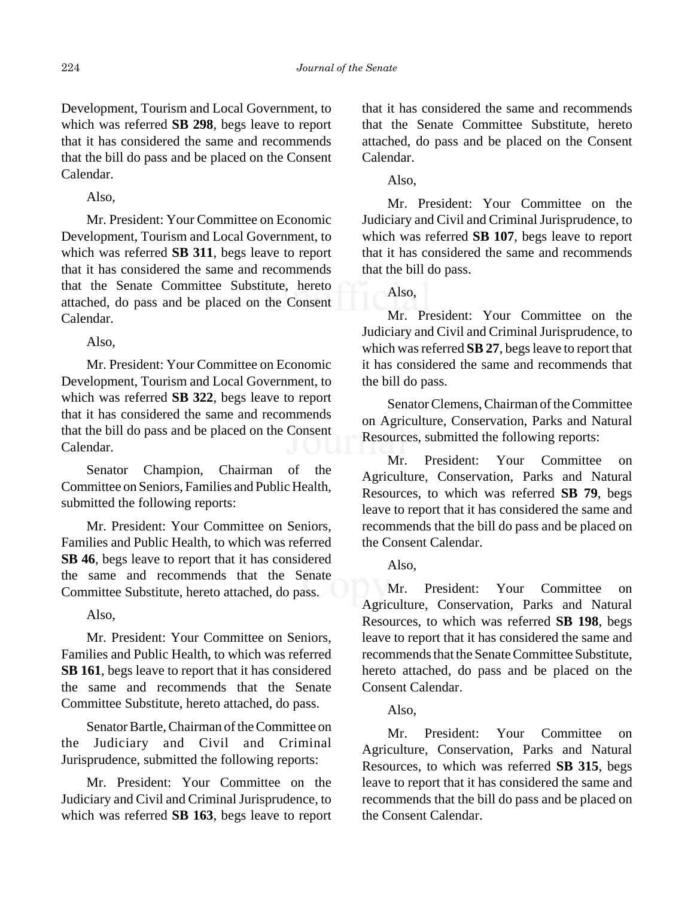Development, Tourism and Local Government, to which was referred **SB 298**, begs leave to report that it has considered the same and recommends that the bill do pass and be placed on the Consent Calendar.

Also,

Mr. President: Your Committee on Economic Development, Tourism and Local Government, to which was referred **SB 311**, begs leave to report that it has considered the same and recommends that the Senate Committee Substitute, hereto attached, do pass and be placed on the Consent Calendar.

Also,

Mr. President: Your Committee on Economic Development, Tourism and Local Government, to which was referred **SB 322**, begs leave to report that it has considered the same and recommends that the bill do pass and be placed on the Consent Calendar.

Senator Champion, Chairman of the Committee on Seniors, Families and Public Health, submitted the following reports:

Mr. President: Your Committee on Seniors, Families and Public Health, to which was referred **SB 46**, begs leave to report that it has considered the same and recommends that the Senate Committee Substitute, hereto attached, do pass.

Also,

Mr. President: Your Committee on Seniors, Families and Public Health, to which was referred **SB 161**, begs leave to report that it has considered the same and recommends that the Senate Committee Substitute, hereto attached, do pass.

Senator Bartle, Chairman of the Committee on the Judiciary and Civil and Criminal Jurisprudence, submitted the following reports:

Mr. President: Your Committee on the Judiciary and Civil and Criminal Jurisprudence, to which was referred **SB 163**, begs leave to report that it has considered the same and recommends that the Senate Committee Substitute, hereto attached, do pass and be placed on the Consent Calendar.

Also,

Mr. President: Your Committee on the Judiciary and Civil and Criminal Jurisprudence, to which was referred **SB 107**, begs leave to report that it has considered the same and recommends that the bill do pass.

Also,

Mr. President: Your Committee on the Judiciary and Civil and Criminal Jurisprudence, to which was referred **SB 27**, begs leave to report that it has considered the same and recommends that the bill do pass.

Senator Clemens, Chairman of the Committee on Agriculture, Conservation, Parks and Natural Resources, submitted the following reports:

Mr. President: Your Committee on Agriculture, Conservation, Parks and Natural Resources, to which was referred **SB 79**, begs leave to report that it has considered the same and recommends that the bill do pass and be placed on the Consent Calendar.

Also,

Mr. President: Your Committee on Agriculture, Conservation, Parks and Natural Resources, to which was referred **SB 198**, begs leave to report that it has considered the same and recommends that the Senate Committee Substitute, hereto attached, do pass and be placed on the Consent Calendar.

Also,

Mr. President: Your Committee on Agriculture, Conservation, Parks and Natural Resources, to which was referred **SB 315**, begs leave to report that it has considered the same and recommends that the bill do pass and be placed on the Consent Calendar.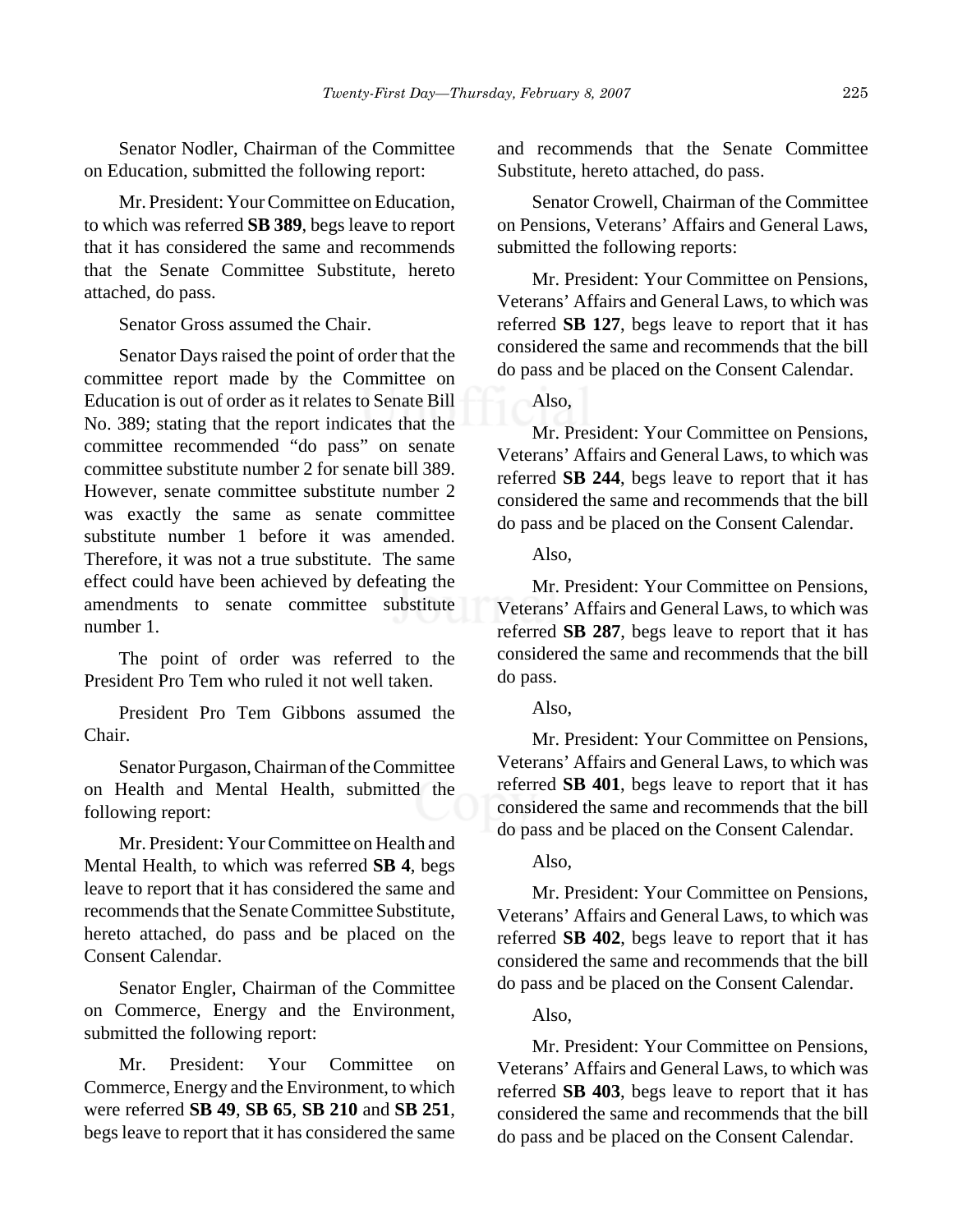Senator Nodler, Chairman of the Committee on Education, submitted the following report:

Mr. President: Your Committee on Education, to which was referred **SB 389**, begs leave to report that it has considered the same and recommends that the Senate Committee Substitute, hereto attached, do pass.

Senator Gross assumed the Chair.

Senator Days raised the point of order that the committee report made by the Committee on Education is out of order as it relates to Senate Bill No. 389; stating that the report indicates that the committee recommended "do pass" on senate committee substitute number 2 for senate bill 389. However, senate committee substitute number 2 was exactly the same as senate committee substitute number 1 before it was amended. Therefore, it was not a true substitute. The same effect could have been achieved by defeating the amendments to senate committee substitute number 1.

The point of order was referred to the President Pro Tem who ruled it not well taken.

President Pro Tem Gibbons assumed the Chair.

Senator Purgason, Chairman of the Committee on Health and Mental Health, submitted the following report:

Mr. President: Your Committee on Health and Mental Health, to which was referred **SB 4**, begs leave to report that it has considered the same and recommends that the Senate Committee Substitute, hereto attached, do pass and be placed on the Consent Calendar.

Senator Engler, Chairman of the Committee on Commerce, Energy and the Environment, submitted the following report:

Mr. President: Your Committee on Commerce, Energy and the Environment, to which were referred **SB 49**, **SB 65**, **SB 210** and **SB 251**, begs leave to report that it has considered the same and recommends that the Senate Committee Substitute, hereto attached, do pass.

Senator Crowell, Chairman of the Committee on Pensions, Veterans' Affairs and General Laws, submitted the following reports:

Mr. President: Your Committee on Pensions, Veterans' Affairs and General Laws, to which was referred **SB 127**, begs leave to report that it has considered the same and recommends that the bill do pass and be placed on the Consent Calendar.

Also,

Mr. President: Your Committee on Pensions, Veterans' Affairs and General Laws, to which was referred **SB 244**, begs leave to report that it has considered the same and recommends that the bill do pass and be placed on the Consent Calendar.

Also,

Mr. President: Your Committee on Pensions, Veterans' Affairs and General Laws, to which was referred **SB 287**, begs leave to report that it has considered the same and recommends that the bill do pass.

Also,

Mr. President: Your Committee on Pensions, Veterans' Affairs and General Laws, to which was referred **SB 401**, begs leave to report that it has considered the same and recommends that the bill do pass and be placed on the Consent Calendar.

Also,

Mr. President: Your Committee on Pensions, Veterans' Affairs and General Laws, to which was referred **SB 402**, begs leave to report that it has considered the same and recommends that the bill do pass and be placed on the Consent Calendar.

Also,

Mr. President: Your Committee on Pensions, Veterans' Affairs and General Laws, to which was referred **SB 403**, begs leave to report that it has considered the same and recommends that the bill do pass and be placed on the Consent Calendar.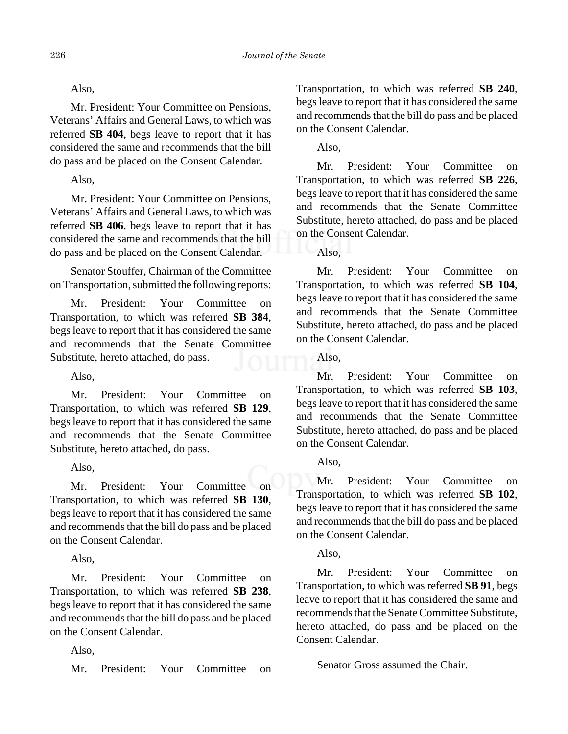Also,

Mr. President: Your Committee on Pensions, Veterans' Affairs and General Laws, to which was referred **SB 404**, begs leave to report that it has considered the same and recommends that the bill do pass and be placed on the Consent Calendar.

Also,

Mr. President: Your Committee on Pensions, Veterans' Affairs and General Laws, to which was referred **SB 406**, begs leave to report that it has considered the same and recommends that the bill do pass and be placed on the Consent Calendar.

Senator Stouffer, Chairman of the Committee on Transportation, submitted the following reports:

Mr. President: Your Committee on Transportation, to which was referred **SB 384**, begs leave to report that it has considered the same and recommends that the Senate Committee Substitute, hereto attached, do pass.

Also,

Mr. President: Your Committee on Transportation, to which was referred **SB 129**, begs leave to report that it has considered the same and recommends that the Senate Committee Substitute, hereto attached, do pass.

Also,

Mr. President: Your Committee on Transportation, to which was referred **SB 130**, begs leave to report that it has considered the same and recommends that the bill do pass and be placed on the Consent Calendar.

Also,

Mr. President: Your Committee on Transportation, to which was referred **SB 238**, begs leave to report that it has considered the same and recommends that the bill do pass and be placed on the Consent Calendar.

Also,

Mr. President: Your Committee on Transportation, to which was referred **SB 240**, begs leave to report that it has considered the same and recommends that the bill do pass and be placed on the Consent Calendar.

Also,

Mr. President: Your Committee on Transportation, to which was referred **SB 226**, begs leave to report that it has considered the same and recommends that the Senate Committee Substitute, hereto attached, do pass and be placed on the Consent Calendar.

Also,

Mr. President: Your Committee on Transportation, to which was referred **SB 104**, begs leave to report that it has considered the same and recommends that the Senate Committee Substitute, hereto attached, do pass and be placed on the Consent Calendar.

Also,

Mr. President: Your Committee on Transportation, to which was referred **SB 103**, begs leave to report that it has considered the same and recommends that the Senate Committee Substitute, hereto attached, do pass and be placed on the Consent Calendar.

Also,

Mr. President: Your Committee on Transportation, to which was referred **SB 102**, begs leave to report that it has considered the same and recommends that the bill do pass and be placed on the Consent Calendar.

Also,

Mr. President: Your Committee on Transportation, to which was referred **SB 91**, begs leave to report that it has considered the same and recommends that the Senate Committee Substitute, hereto attached, do pass and be placed on the Consent Calendar.

Senator Gross assumed the Chair.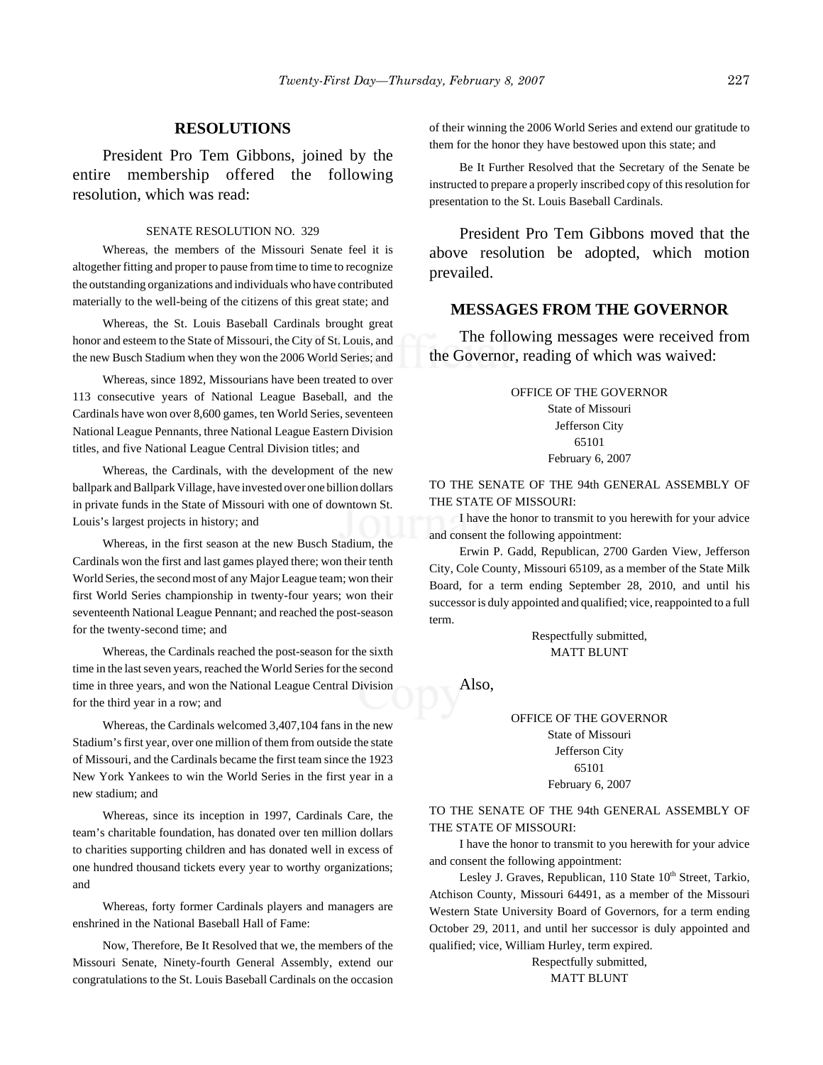## RESOLUTIONS

President Pro Tem Gibbons, joined by the entire membership offered the following resolution, which was read:

SENATE RESOLUTION NO. 329

Whereas, the members of the Missouri Senate feel it is altogether fitting and proper to pause from time to time to recognize the outstanding organizations and individuals who have contributed materially to the well-being of the citizens of this great state; and

Whereas, the St. Louis Baseball Cardinals brought great honor and esteem to the State of Missouri, the City of St. Louis, and the new Busch Stadium when they won the 2006 World Series; and

Whereas, since 1892, Missourians have been treated to over 113 consecutive years of National League Baseball, and the Cardinals have won over 8,600 games, ten World Series, seventeen National League Pennants, three National League Eastern Division titles, and five National League Central Division titles; and

Whereas, the Cardinals, with the development of the new ballpark and Ballpark Village, have invested over one billion dollars in private funds in the State of Missouri with one of downtown St. Louis's largest projects in history; and

Whereas, in the first season at the new Busch Stadium, the Cardinals won the first and last games played there; won their tenth World Series, the second most of any Major League team; won their first World Series championship in twenty-four years; won their seventeenth National League Pennant; and reached the post-season for the twenty-second time; and

Whereas, the Cardinals reached the post-season for the sixth time in the last seven years, reached the World Series for the second time in three years, and won the National League Central Division for the third year in a row; and

Whereas, the Cardinals welcomed 3,407,104 fans in the new Stadium's first year, over one million of them from outside the state of Missouri, and the Cardinals became the first team since the 1923 New York Yankees to win the World Series in the first year in a new stadium; and

Whereas, since its inception in 1997, Cardinals Care, the team's charitable foundation, has donated over ten million dollars to charities supporting children and has donated well in excess of one hundred thousand tickets every year to worthy organizations; and

Whereas, forty former Cardinals players and managers are enshrined in the National Baseball Hall of Fame:

Now, Therefore, Be It Resolved that we, the members of the Missouri Senate, Ninety-fourth General Assembly, extend our congratulations to the St. Louis Baseball Cardinals on the occasion of their winning the 2006 World Series and extend our gratitude to them for the honor they have bestowed upon this state; and

Be It Further Resolved that the Secretary of the Senate be instructed to prepare a properly inscribed copy of this resolution for presentation to the St. Louis Baseball Cardinals.

President Pro Tem Gibbons moved that the above resolution be adopted, which motion prevailed.

## MESSAGES FROM THE GOVERNOR

The following messages were received from the Governor, reading of which was waived:

OFFICE OF THE GOVERNOR
State of Missouri
Jefferson City
65101
February 6, 2007

TO THE SENATE OF THE 94th GENERAL ASSEMBLY OF THE STATE OF MISSOURI:

I have the honor to transmit to you herewith for your advice and consent the following appointment:

Erwin P. Gadd, Republican, 2700 Garden View, Jefferson City, Cole County, Missouri 65109, as a member of the State Milk Board, for a term ending September 28, 2010, and until his successor is duly appointed and qualified; vice, reappointed to a full term.

Respectfully submitted,
MATT BLUNT

Also,

OFFICE OF THE GOVERNOR
State of Missouri
Jefferson City
65101
February 6, 2007

TO THE SENATE OF THE 94th GENERAL ASSEMBLY OF THE STATE OF MISSOURI:

I have the honor to transmit to you herewith for your advice and consent the following appointment:

Lesley J. Graves, Republican, 110 State 10th Street, Tarkio, Atchison County, Missouri 64491, as a member of the Missouri Western State University Board of Governors, for a term ending October 29, 2011, and until her successor is duly appointed and qualified; vice, William Hurley, term expired.

Respectfully submitted,
MATT BLUNT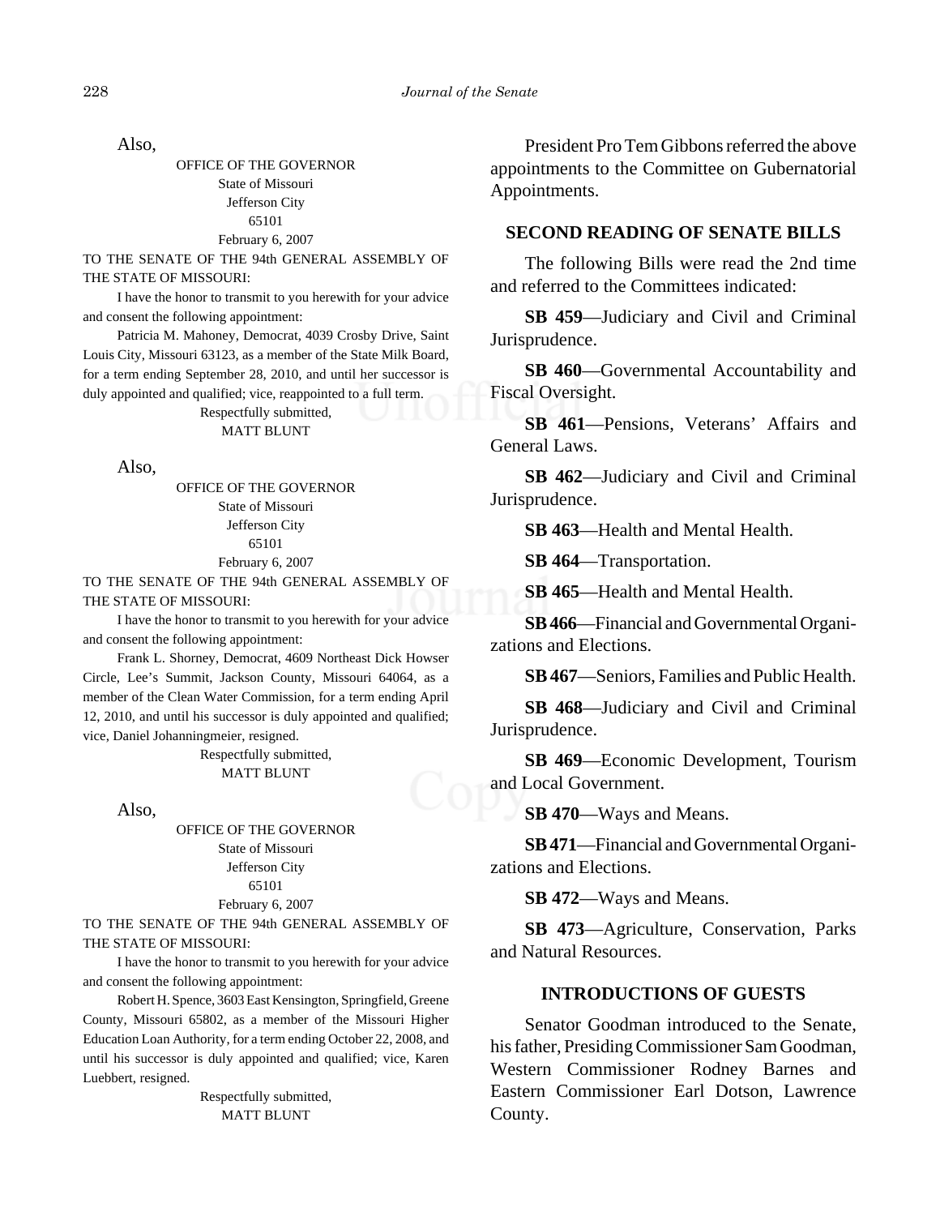Also,

OFFICE OF THE GOVERNOR
State of Missouri
Jefferson City
65101
February 6, 2007

TO THE SENATE OF THE 94th GENERAL ASSEMBLY OF THE STATE OF MISSOURI:

I have the honor to transmit to you herewith for your advice and consent the following appointment:

Patricia M. Mahoney, Democrat, 4039 Crosby Drive, Saint Louis City, Missouri 63123, as a member of the State Milk Board, for a term ending September 28, 2010, and until her successor is duly appointed and qualified; vice, reappointed to a full term.

Respectfully submitted,
MATT BLUNT

Also,

OFFICE OF THE GOVERNOR
State of Missouri
Jefferson City
65101
February 6, 2007

TO THE SENATE OF THE 94th GENERAL ASSEMBLY OF THE STATE OF MISSOURI:

I have the honor to transmit to you herewith for your advice and consent the following appointment:

Frank L. Shorney, Democrat, 4609 Northeast Dick Howser Circle, Lee's Summit, Jackson County, Missouri 64064, as a member of the Clean Water Commission, for a term ending April 12, 2010, and until his successor is duly appointed and qualified; vice, Daniel Johanningmeier, resigned.

Respectfully submitted,
MATT BLUNT

Also,

OFFICE OF THE GOVERNOR
State of Missouri
Jefferson City
65101
February 6, 2007

TO THE SENATE OF THE 94th GENERAL ASSEMBLY OF THE STATE OF MISSOURI:

I have the honor to transmit to you herewith for your advice and consent the following appointment:

Robert H. Spence, 3603 East Kensington, Springfield, Greene County, Missouri 65802, as a member of the Missouri Higher Education Loan Authority, for a term ending October 22, 2008, and until his successor is duly appointed and qualified; vice, Karen Luebbert, resigned.

Respectfully submitted,
MATT BLUNT

President Pro Tem Gibbons referred the above appointments to the Committee on Gubernatorial Appointments.

## SECOND READING OF SENATE BILLS

The following Bills were read the 2nd time and referred to the Committees indicated:

**SB 459**—Judiciary and Civil and Criminal Jurisprudence.

**SB 460**—Governmental Accountability and Fiscal Oversight.

**SB 461**—Pensions, Veterans' Affairs and General Laws.

**SB 462**—Judiciary and Civil and Criminal Jurisprudence.

**SB 463**—Health and Mental Health.

**SB 464**—Transportation.

**SB 465**—Health and Mental Health.

**SB 466**—Financial and Governmental Organizations and Elections.

**SB 467**—Seniors, Families and Public Health.

**SB 468**—Judiciary and Civil and Criminal Jurisprudence.

**SB 469**—Economic Development, Tourism and Local Government.

**SB 470**—Ways and Means.

**SB 471**—Financial and Governmental Organizations and Elections.

**SB 472**—Ways and Means.

**SB 473**—Agriculture, Conservation, Parks and Natural Resources.

## INTRODUCTIONS OF GUESTS

Senator Goodman introduced to the Senate, his father, Presiding Commissioner Sam Goodman, Western Commissioner Rodney Barnes and Eastern Commissioner Earl Dotson, Lawrence County.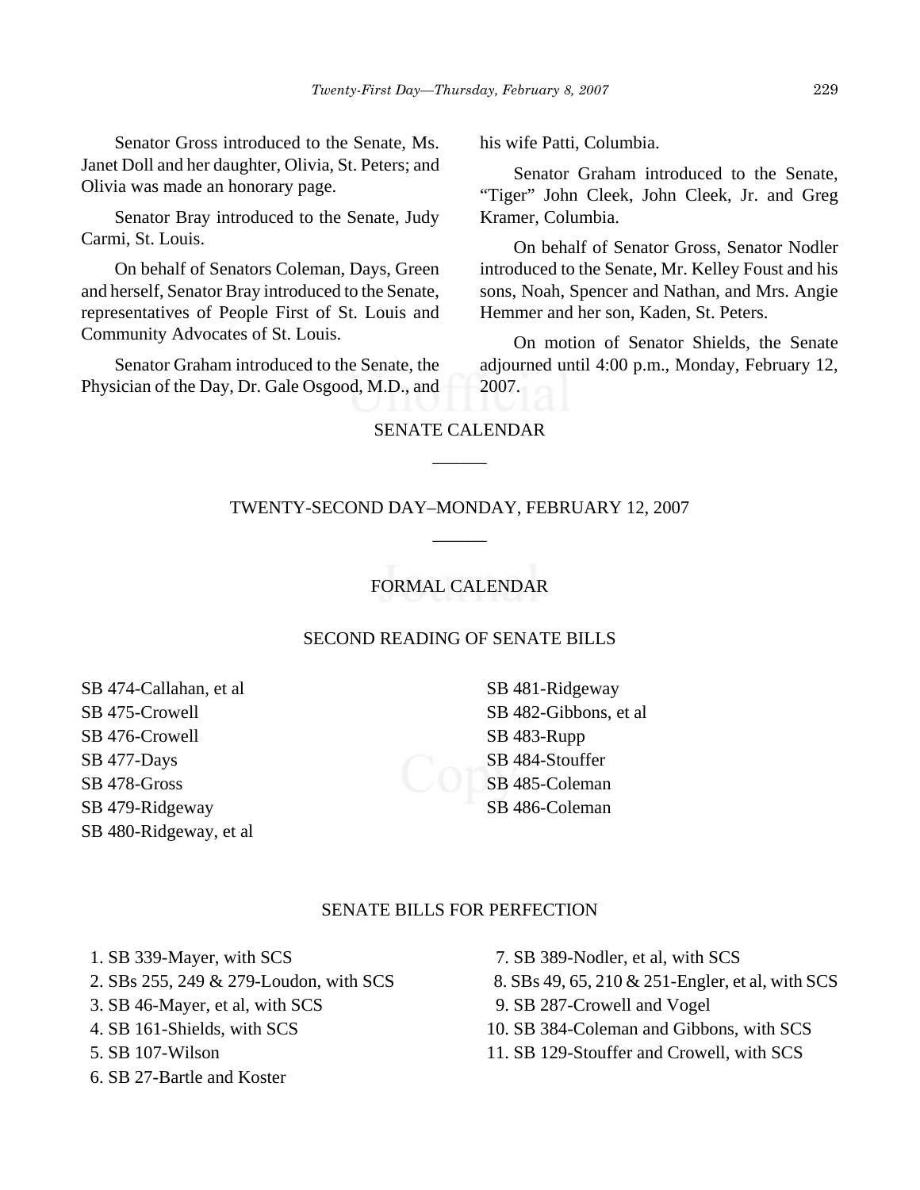Senator Gross introduced to the Senate, Ms. Janet Doll and her daughter, Olivia, St. Peters; and Olivia was made an honorary page.

Senator Bray introduced to the Senate, Judy Carmi, St. Louis.

On behalf of Senators Coleman, Days, Green and herself, Senator Bray introduced to the Senate, representatives of People First of St. Louis and Community Advocates of St. Louis.

Senator Graham introduced to the Senate, the Physician of the Day, Dr. Gale Osgood, M.D., and his wife Patti, Columbia.

Senator Graham introduced to the Senate, "Tiger" John Cleek, John Cleek, Jr. and Greg Kramer, Columbia.

On behalf of Senator Gross, Senator Nodler introduced to the Senate, Mr. Kelley Foust and his sons, Noah, Spencer and Nathan, and Mrs. Angie Hemmer and her son, Kaden, St. Peters.

On motion of Senator Shields, the Senate adjourned until 4:00 p.m., Monday, February 12, 2007.

## SENATE CALENDAR

______

## TWENTY-SECOND DAY–MONDAY, FEBRUARY 12, 2007

______

### FORMAL CALENDAR

### SECOND READING OF SENATE BILLS

SB 474-Callahan, et al
SB 475-Crowell
SB 476-Crowell
SB 477-Days
SB 478-Gross
SB 479-Ridgeway
SB 480-Ridgeway, et al
SB 481-Ridgeway
SB 482-Gibbons, et al
SB 483-Rupp
SB 484-Stouffer
SB 485-Coleman
SB 486-Coleman

### SENATE BILLS FOR PERFECTION

1. SB 339-Mayer, with SCS
2. SBs 255, 249 & 279-Loudon, with SCS
3. SB 46-Mayer, et al, with SCS
4. SB 161-Shields, with SCS
5. SB 107-Wilson
6. SB 27-Bartle and Koster
7. SB 389-Nodler, et al, with SCS
8. SBs 49, 65, 210 & 251-Engler, et al, with SCS
9. SB 287-Crowell and Vogel
10. SB 384-Coleman and Gibbons, with SCS
11. SB 129-Stouffer and Crowell, with SCS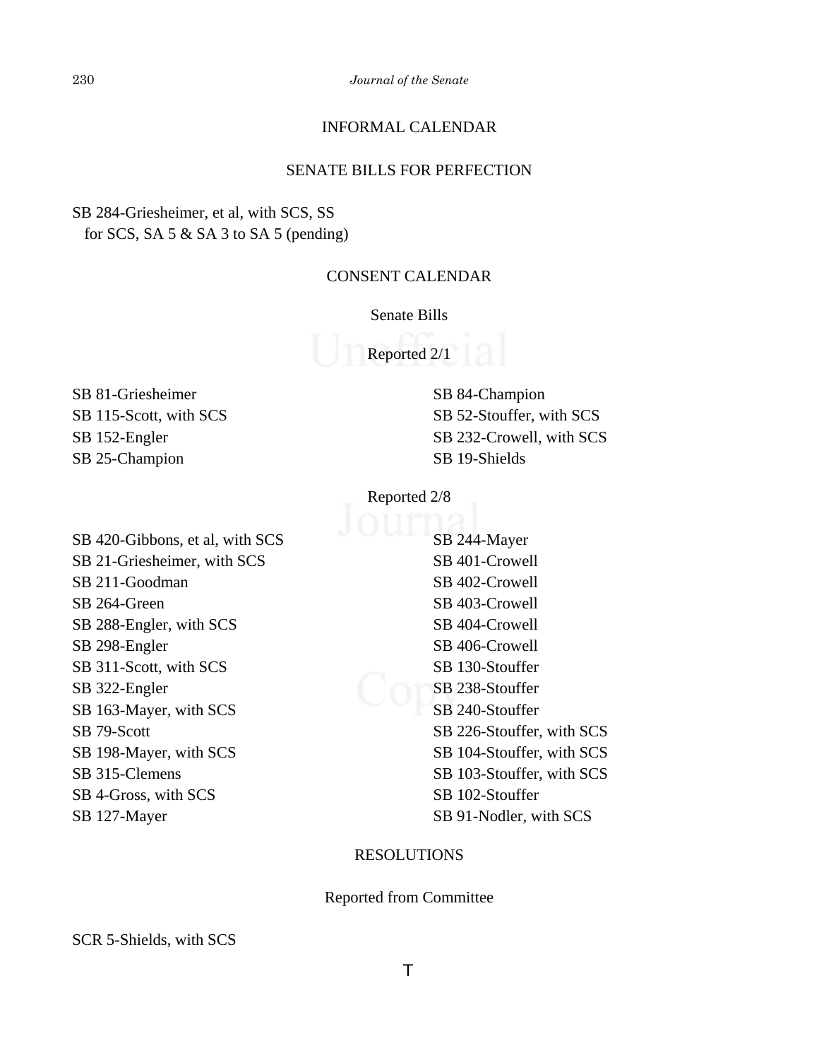## INFORMAL CALENDAR

### SENATE BILLS FOR PERFECTION

SB 284-Griesheimer, et al, with SCS, SS for SCS, SA 5 & SA 3 to SA 5 (pending)

## CONSENT CALENDAR

### Senate Bills

#### Reported 2/1

SB 81-Griesheimer
SB 115-Scott, with SCS
SB 152-Engler
SB 25-Champion
SB 84-Champion
SB 52-Stouffer, with SCS
SB 232-Crowell, with SCS
SB 19-Shields

#### Reported 2/8

SB 420-Gibbons, et al, with SCS
SB 21-Griesheimer, with SCS
SB 211-Goodman
SB 264-Green
SB 288-Engler, with SCS
SB 298-Engler
SB 311-Scott, with SCS
SB 322-Engler
SB 163-Mayer, with SCS
SB 79-Scott
SB 198-Mayer, with SCS
SB 315-Clemens
SB 4-Gross, with SCS
SB 127-Mayer
SB 244-Mayer
SB 401-Crowell
SB 402-Crowell
SB 403-Crowell
SB 404-Crowell
SB 406-Crowell
SB 130-Stouffer
SB 238-Stouffer
SB 240-Stouffer
SB 226-Stouffer, with SCS
SB 104-Stouffer, with SCS
SB 103-Stouffer, with SCS
SB 102-Stouffer
SB 91-Nodler, with SCS

## RESOLUTIONS

### Reported from Committee

SCR 5-Shields, with SCS

T